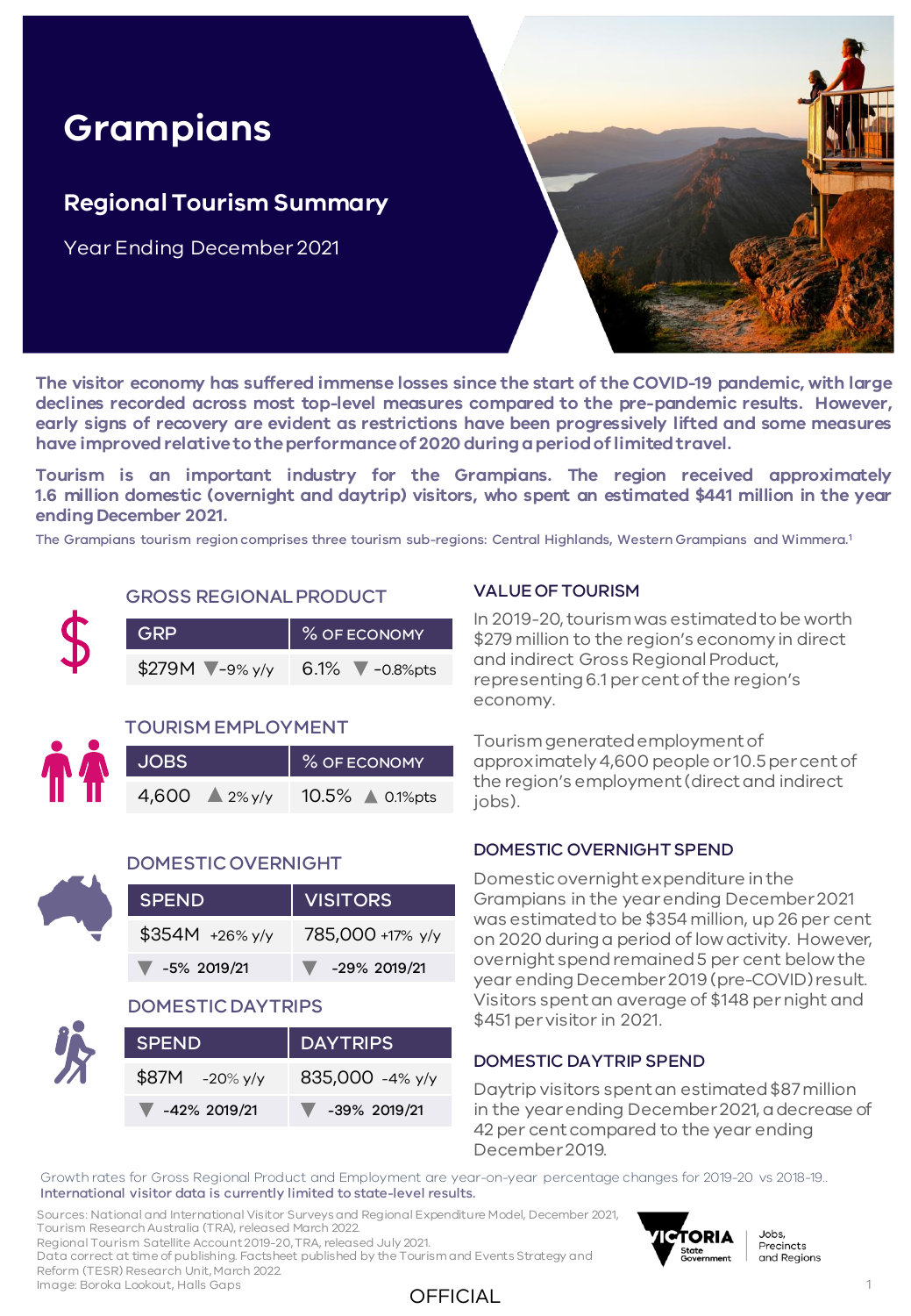# Grampians

## Regional Tourism Summary

Year Ending December 2021

**The visitor economy has suffered immense losses since the start of the COVID-19 pandemic, with large declines recorded across most top-level measures compared to the pre-pandemic results. However, early signs of recovery are evident as restrictions have been progressively lifted and some measures have improved relative to the performance of 2020 during a period of limited travel.**

**Tourism is an important industry for the Grampians. The region received approximately 1.6 million domestic (overnight and daytrip) visitors, who spent an estimated $441 million in the year ending December 2021.**

The Grampians tourism region comprises three tourism sub-regions: Central Highlands, Western Grampians and Wimmera.[1]

### GROSS REGIONAL PRODUCT

| GRP | % OF ECONOMY |
|---|---|
| $279M ▼-9% y/y | 6.1% ▼ -0.8%pts |

### TOURISM EMPLOYMENT

| JOBS | % OF ECONOMY |
|---|---|
| 4,600 ▲ 2% y/y | 10.5% ▲ 0.1%pts |

### DOMESTIC OVERNIGHT

| SPEND | VISITORS |
|---|---|
| $354M +26% y/y | 785,000 +17% y/y |
| ▼ -5% 2019/21 | ▼ -29% 2019/21 |

### DOMESTIC DAYTRIPS

| SPEND | DAYTRIPS |
|---|---|
| $87M -20% y/y | 835,000 -4% y/y |
| ▼ -42% 2019/21 | ▼ -39% 2019/21 |

### VALUE OF TOURISM

In 2019-20, tourism was estimated to be worth $279 million to the region's economy in direct and indirect Gross Regional Product, representing 6.1 per cent of the region's economy.

Tourism generated employment of approximately 4,600 people or 10.5 per cent of the region's employment (direct and indirect jobs).

### DOMESTIC OVERNIGHT SPEND

Domestic overnight expenditure in the Grampians in the year ending December 2021 was estimated to be $354 million, up 26 per cent on 2020 during a period of low activity. However, overnight spend remained 5 per cent below the year ending December 2019 (pre-COVID) result. Visitors spent an average of $148 per night and $451 per visitor in 2021.

### DOMESTIC DAYTRIP SPEND

Daytrip visitors spent an estimated $87 million in the year ending December 2021, a decrease of 42 per cent compared to the year ending December 2019.

Growth rates for Gross Regional Product and Employment are year-on-year percentage changes for 2019-20 vs 2018-19..
International visitor data is currently limited to state-level results.

Sources: National and International Visitor Surveys and Regional Expenditure Model, December 2021, Tourism Research Australia (TRA), released March 2022.
Regional Tourism Satellite Account 2019-20, TRA, released July 2021.
Data correct at time of publishing. Factsheet published by the Tourism and Events Strategy and Reform (TESR) Research Unit, March 2022.
Image: Boroka Lookout, Halls Gaps

OFFICIAL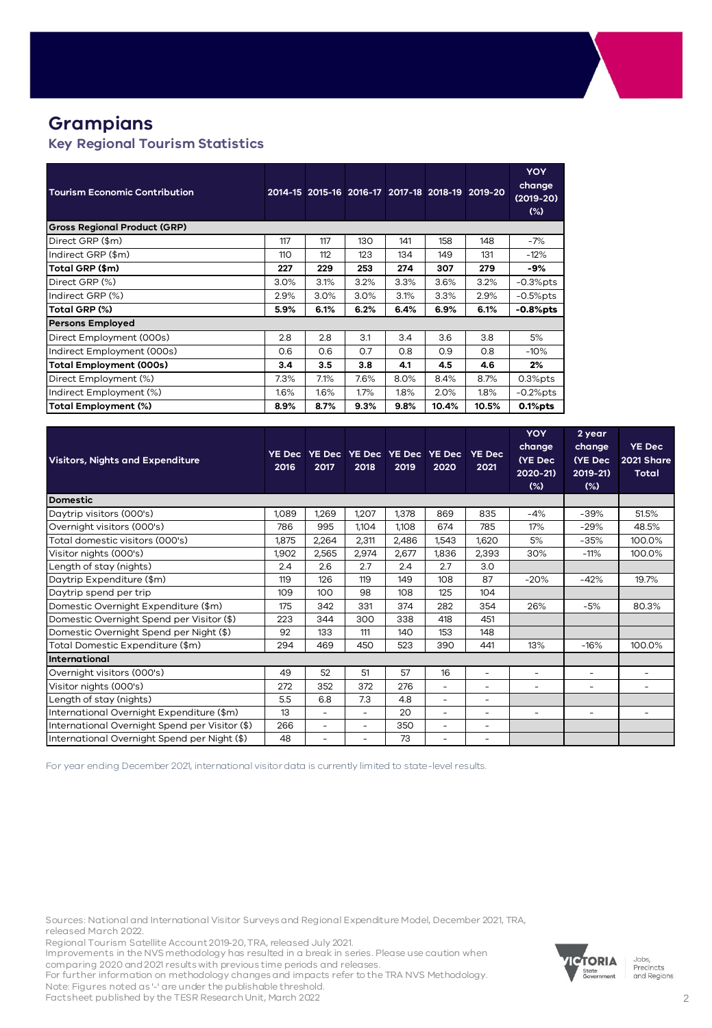# Grampians

## Key Regional Tourism Statistics

| Tourism Economic Contribution | 2014-15 | 2015-16 | 2016-17 | 2017-18 | 2018-19 | 2019-20 | YOY change (2019-20) (%) |
|---|---|---|---|---|---|---|---|
| **Gross Regional Product (GRP)** | | | | | | | |
| Direct GRP ($m) | 117 | 117 | 130 | 141 | 158 | 148 | -7% |
| Indirect GRP ($m) | 110 | 112 | 123 | 134 | 149 | 131 | -12% |
| **Total GRP ($m)** | **227** | **229** | **253** | **274** | **307** | **279** | **-9%** |
| Direct GRP (%) | 3.0% | 3.1% | 3.2% | 3.3% | 3.6% | 3.2% | -0.3%pts |
| Indirect GRP (%) | 2.9% | 3.0% | 3.0% | 3.1% | 3.3% | 2.9% | -0.5%pts |
| **Total GRP (%)** | **5.9%** | **6.1%** | **6.2%** | **6.4%** | **6.9%** | **6.1%** | **-0.8%pts** |
| **Persons Employed** | | | | | | | |
| Direct Employment (000s) | 2.8 | 2.8 | 3.1 | 3.4 | 3.6 | 3.8 | 5% |
| Indirect Employment (000s) | 0.6 | 0.6 | 0.7 | 0.8 | 0.9 | 0.8 | -10% |
| **Total Employment (000s)** | **3.4** | **3.5** | **3.8** | **4.1** | **4.5** | **4.6** | **2%** |
| Direct Employment (%) | 7.3% | 7.1% | 7.6% | 8.0% | 8.4% | 8.7% | 0.3%pts |
| Indirect Employment (%) | 1.6% | 1.6% | 1.7% | 1.8% | 2.0% | 1.8% | -0.2%pts |
| **Total Employment (%)** | **8.9%** | **8.7%** | **9.3%** | **9.8%** | **10.4%** | **10.5%** | **0.1%pts** |

| Visitors, Nights and Expenditure | YE Dec 2016 | YE Dec 2017 | YE Dec 2018 | YE Dec 2019 | YE Dec 2020 | YE Dec 2021 | YOY change (YE Dec 2020-21) (%) | 2 year change (YE Dec 2019-21) (%) | YE Dec 2021 Share Total |
|---|---|---|---|---|---|---|---|---|---|
| **Domestic** | | | | | | | | | |
| Daytrip visitors (000's) | 1,089 | 1,269 | 1,207 | 1,378 | 869 | 835 | -4% | -39% | 51.5% |
| Overnight visitors (000's) | 786 | 995 | 1,104 | 1,108 | 674 | 785 | 17% | -29% | 48.5% |
| Total domestic visitors (000's) | 1,875 | 2,264 | 2,311 | 2,486 | 1,543 | 1,620 | 5% | -35% | 100.0% |
| Visitor nights (000's) | 1,902 | 2,565 | 2,974 | 2,677 | 1,836 | 2,393 | 30% | -11% | 100.0% |
| Length of stay (nights) | 2.4 | 2.6 | 2.7 | 2.4 | 2.7 | 3.0 | | | |
| Daytrip Expenditure ($m) | 119 | 126 | 119 | 149 | 108 | 87 | -20% | -42% | 19.7% |
| Daytrip spend per trip | 109 | 100 | 98 | 108 | 125 | 104 | | | |
| Domestic Overnight Expenditure ($m) | 175 | 342 | 331 | 374 | 282 | 354 | 26% | -5% | 80.3% |
| Domestic Overnight Spend per Visitor ($) | 223 | 344 | 300 | 338 | 418 | 451 | | | |
| Domestic Overnight Spend per Night ($) | 92 | 133 | 111 | 140 | 153 | 148 | | | |
| Total Domestic Expenditure ($m) | 294 | 469 | 450 | 523 | 390 | 441 | 13% | -16% | 100.0% |
| **International** | | | | | | | | | |
| Overnight visitors (000's) | 49 | 52 | 51 | 57 | 16 | - | - | - | - |
| Visitor nights (000's) | 272 | 352 | 372 | 276 | - | - | - | - | - |
| Length of stay (nights) | 5.5 | 6.8 | 7.3 | 4.8 | - | - | | | |
| International Overnight Expenditure ($m) | 13 | - | - | 20 | - | - | - | - | - |
| International Overnight Spend per Visitor ($) | 266 | - | - | 350 | - | - | | | |
| International Overnight Spend per Night ($) | 48 | - | - | 73 | - | - | | | |

For year ending December 2021, international visitor data is currently limited to state-level results.

Sources: National and International Visitor Surveys and Regional Expenditure Model, December 2021, TRA, released March 2022.
Regional Tourism Satellite Account 2019-20, TRA, released July 2021.
Improvements in the NVS methodology has resulted in a break in series. Please use caution when comparing 2020 and 2021 results with previous time periods and releases.
For further information on methodology changes and impacts refer to the TRA NVS Methodology.
Note: Figures noted as '-' are under the publishable threshold.
Factsheet published by the TESR Research Unit, March 2022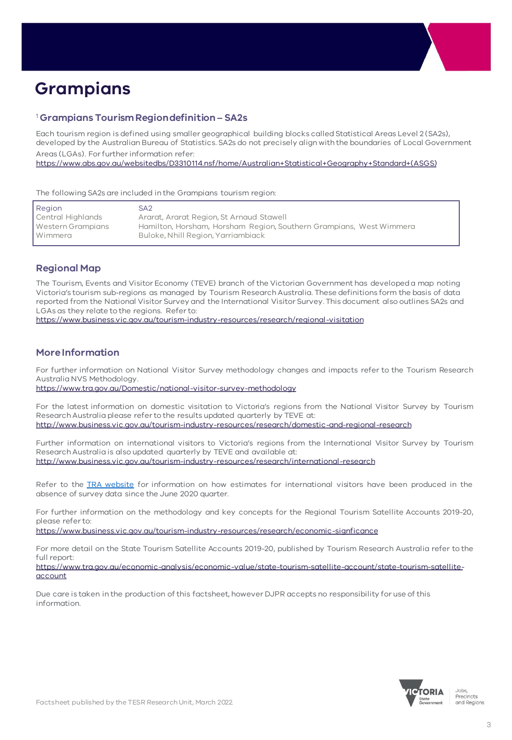# Grampians

## [1] Grampians Tourism Region definition – SA2s

Each tourism region is defined using smaller geographical building blocks called Statistical Areas Level 2 (SA2s), developed by the Australian Bureau of Statistics. SA2s do not precisely align with the boundaries of Local Government Areas (LGAs). For further information refer:
https://www.abs.gov.au/websitedbs/D3310114.nsf/home/Australian+Statistical+Geography+Standard+(ASGS)

The following SA2s are included in the Grampians tourism region:

| Region | SA2 |
|---|---|
| Central Highlands | Ararat, Ararat Region, St Arnaud Stawell |
| Western Grampians | Hamilton, Horsham, Horsham Region, Southern Grampians, West Wimmera |
| Wimmera | Buloke, Nhill Region, Yarriambiack |

## Regional Map

The Tourism, Events and Visitor Economy (TEVE) branch of the Victorian Government has developed a map noting Victoria's tourism sub-regions as managed by Tourism Research Australia. These definitions form the basis of data reported from the National Visitor Survey and the International Visitor Survey. This document also outlines SA2s and LGAs as they relate to the regions. Refer to:
https://www.business.vic.gov.au/tourism-industry-resources/research/regional-visitation

## More Information

For further information on National Visitor Survey methodology changes and impacts refer to the Tourism Research Australia NVS Methodology.
https://www.tra.gov.au/Domestic/national-visitor-survey-methodology

For the latest information on domestic visitation to Victoria's regions from the National Visitor Survey by Tourism Research Australia please refer to the results updated quarterly by TEVE at:
http://www.business.vic.gov.au/tourism-industry-resources/research/domestic-and-regional-research

Further information on international visitors to Victoria's regions from the International Visitor Survey by Tourism Research Australia is also updated quarterly by TEVE and available at:
http://www.business.vic.gov.au/tourism-industry-resources/research/international-research

Refer to the TRA website for information on how estimates for international visitors have been produced in the absence of survey data since the June 2020 quarter.

For further information on the methodology and key concepts for the Regional Tourism Satellite Accounts 2019-20, please refer to:
https://www.business.vic.gov.au/tourism-industry-resources/research/economic-signficance

For more detail on the State Tourism Satellite Accounts 2019-20, published by Tourism Research Australia refer to the full report:
https://www.tra.gov.au/economic-analysis/economic-value/state-tourism-satellite-account/state-tourism-satellite-account

Due care is taken in the production of this factsheet, however DJPR accepts no responsibility for use of this information.

Factsheet published by the TESR Research Unit, March 2022.